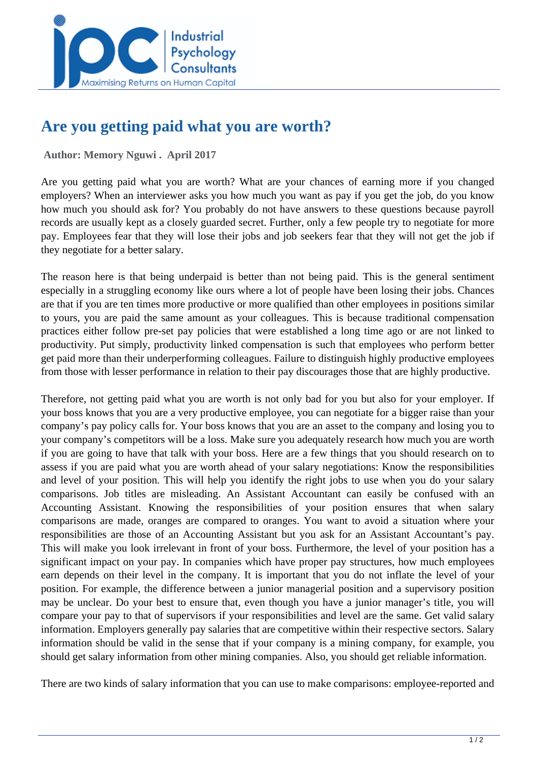# Are you getting paid what you are worth?

**Author: Memory Nguwi . April 2017**

Are you getting paid what you are worth? What are your chances of earning more if you changed employers? When an interviewer asks you how much you want as pay if you get the job, do you know how much you should ask for? You probably do not have answers to these questions because payroll records are usually kept as a closely guarded secret. Further, only a few people try to negotiate for more pay. Employees fear that they will lose their jobs and job seekers fear that they will not get the job if they negotiate for a better salary.

The reason here is that being underpaid is better than not being paid. This is the general sentiment especially in a struggling economy like ours where a lot of people have been losing their jobs. Chances are that if you are ten times more productive or more qualified than other employees in positions similar to yours, you are paid the same amount as your colleagues. This is because traditional compensation practices either follow pre-set pay policies that were established a long time ago or are not linked to productivity. Put simply, productivity linked compensation is such that employees who perform better get paid more than their underperforming colleagues. Failure to distinguish highly productive employees from those with lesser performance in relation to their pay discourages those that are highly productive.

Therefore, not getting paid what you are worth is not only bad for you but also for your employer. If your boss knows that you are a very productive employee, you can negotiate for a bigger raise than your company's pay policy calls for. Your boss knows that you are an asset to the company and losing you to your company's competitors will be a loss. Make sure you adequately research how much you are worth if you are going to have that talk with your boss. Here are a few things that you should research on to assess if you are paid what you are worth ahead of your salary negotiations: Know the responsibilities and level of your position. This will help you identify the right jobs to use when you do your salary comparisons. Job titles are misleading. An Assistant Accountant can easily be confused with an Accounting Assistant. Knowing the responsibilities of your position ensures that when salary comparisons are made, oranges are compared to oranges. You want to avoid a situation where your responsibilities are those of an Accounting Assistant but you ask for an Assistant Accountant's pay. This will make you look irrelevant in front of your boss. Furthermore, the level of your position has a significant impact on your pay. In companies which have proper pay structures, how much employees earn depends on their level in the company. It is important that you do not inflate the level of your position. For example, the difference between a junior managerial position and a supervisory position may be unclear. Do your best to ensure that, even though you have a junior manager's title, you will compare your pay to that of supervisors if your responsibilities and level are the same. Get valid salary information. Employers generally pay salaries that are competitive within their respective sectors. Salary information should be valid in the sense that if your company is a mining company, for example, you should get salary information from other mining companies. Also, you should get reliable information.

There are two kinds of salary information that you can use to make comparisons: employee-reported and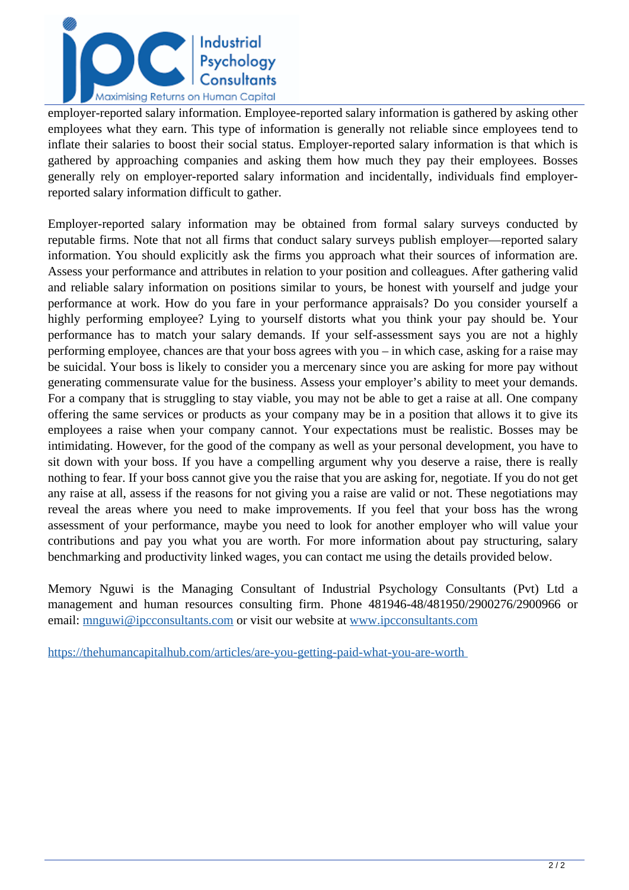employer-reported salary information. Employee-reported salary information is gathered by asking other employees what they earn. This type of information is generally not reliable since employees tend to inflate their salaries to boost their social status. Employer-reported salary information is that which is gathered by approaching companies and asking them how much they pay their employees. Bosses generally rely on employer-reported salary information and incidentally, individuals find employer-reported salary information difficult to gather.

Employer-reported salary information may be obtained from formal salary surveys conducted by reputable firms. Note that not all firms that conduct salary surveys publish employer—reported salary information. You should explicitly ask the firms you approach what their sources of information are. Assess your performance and attributes in relation to your position and colleagues. After gathering valid and reliable salary information on positions similar to yours, be honest with yourself and judge your performance at work. How do you fare in your performance appraisals? Do you consider yourself a highly performing employee? Lying to yourself distorts what you think your pay should be. Your performance has to match your salary demands. If your self-assessment says you are not a highly performing employee, chances are that your boss agrees with you – in which case, asking for a raise may be suicidal. Your boss is likely to consider you a mercenary since you are asking for more pay without generating commensurate value for the business. Assess your employer's ability to meet your demands. For a company that is struggling to stay viable, you may not be able to get a raise at all. One company offering the same services or products as your company may be in a position that allows it to give its employees a raise when your company cannot. Your expectations must be realistic. Bosses may be intimidating. However, for the good of the company as well as your personal development, you have to sit down with your boss. If you have a compelling argument why you deserve a raise, there is really nothing to fear. If your boss cannot give you the raise that you are asking for, negotiate. If you do not get any raise at all, assess if the reasons for not giving you a raise are valid or not. These negotiations may reveal the areas where you need to make improvements. If you feel that your boss has the wrong assessment of your performance, maybe you need to look for another employer who will value your contributions and pay you what you are worth. For more information about pay structuring, salary benchmarking and productivity linked wages, you can contact me using the details provided below.

Memory Nguwi is the Managing Consultant of Industrial Psychology Consultants (Pvt) Ltd a management and human resources consulting firm. Phone 481946-48/481950/2900276/2900966 or email: [mnguwi@ipcconsultants.com](mailto:mnguwi@ipcconsultants.com) or visit our website at [www.ipcconsultants.com](http://www.ipcconsultants.com)

[https://thehumancapitalhub.com/articles/are-you-getting-paid-what-you-are-worth](https://thehumancapitalhub.com/articles/are-you-getting-paid-what-you-are-worth)